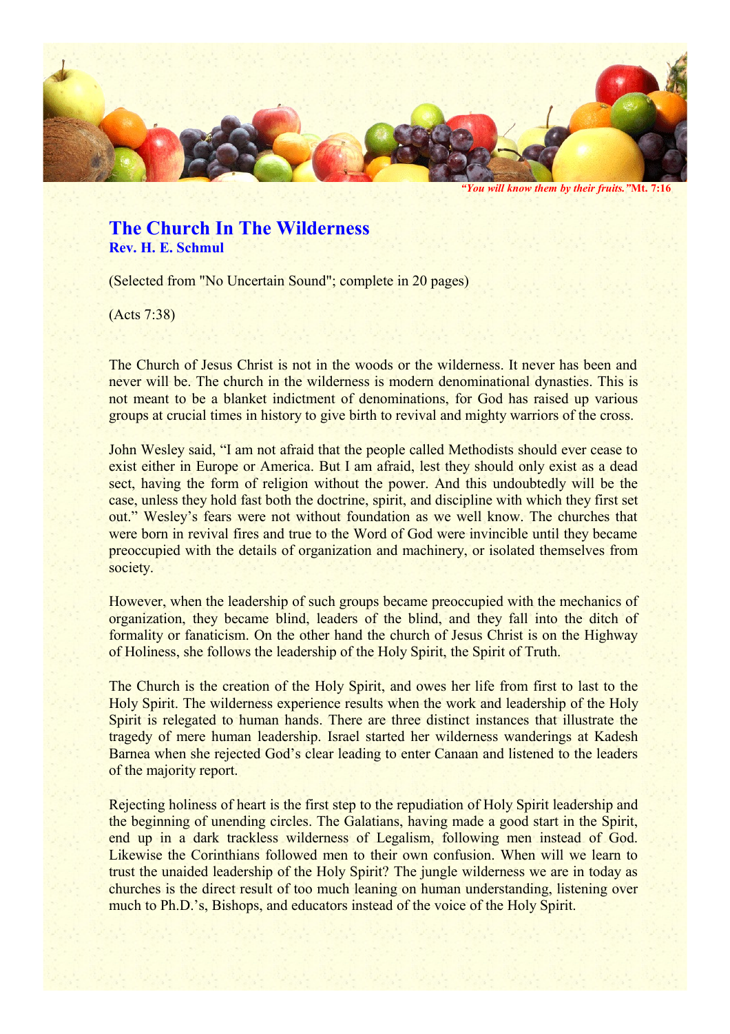*"You will know them by their fruits."* Mt. 7:16

# The Church In The Wilderness
**Rev. H. E. Schmul**

(Selected from "No Uncertain Sound"; complete in 20 pages)

(Acts 7:38)

The Church of Jesus Christ is not in the woods or the wilderness. It never has been and never will be. The church in the wilderness is modern denominational dynasties. This is not meant to be a blanket indictment of denominations, for God has raised up various groups at crucial times in history to give birth to revival and mighty warriors of the cross.

John Wesley said, "I am not afraid that the people called Methodists should ever cease to exist either in Europe or America. But I am afraid, lest they should only exist as a dead sect, having the form of religion without the power. And this undoubtedly will be the case, unless they hold fast both the doctrine, spirit, and discipline with which they first set out." Wesley's fears were not without foundation as we well know. The churches that were born in revival fires and true to the Word of God were invincible until they became preoccupied with the details of organization and machinery, or isolated themselves from society.

However, when the leadership of such groups became preoccupied with the mechanics of organization, they became blind, leaders of the blind, and they fall into the ditch of formality or fanaticism. On the other hand the church of Jesus Christ is on the Highway of Holiness, she follows the leadership of the Holy Spirit, the Spirit of Truth.

The Church is the creation of the Holy Spirit, and owes her life from first to last to the Holy Spirit. The wilderness experience results when the work and leadership of the Holy Spirit is relegated to human hands. There are three distinct instances that illustrate the tragedy of mere human leadership. Israel started her wilderness wanderings at Kadesh Barnea when she rejected God's clear leading to enter Canaan and listened to the leaders of the majority report.

Rejecting holiness of heart is the first step to the repudiation of Holy Spirit leadership and the beginning of unending circles. The Galatians, having made a good start in the Spirit, end up in a dark trackless wilderness of Legalism, following men instead of God. Likewise the Corinthians followed men to their own confusion. When will we learn to trust the unaided leadership of the Holy Spirit? The jungle wilderness we are in today as churches is the direct result of too much leaning on human understanding, listening over much to Ph.D.'s, Bishops, and educators instead of the voice of the Holy Spirit.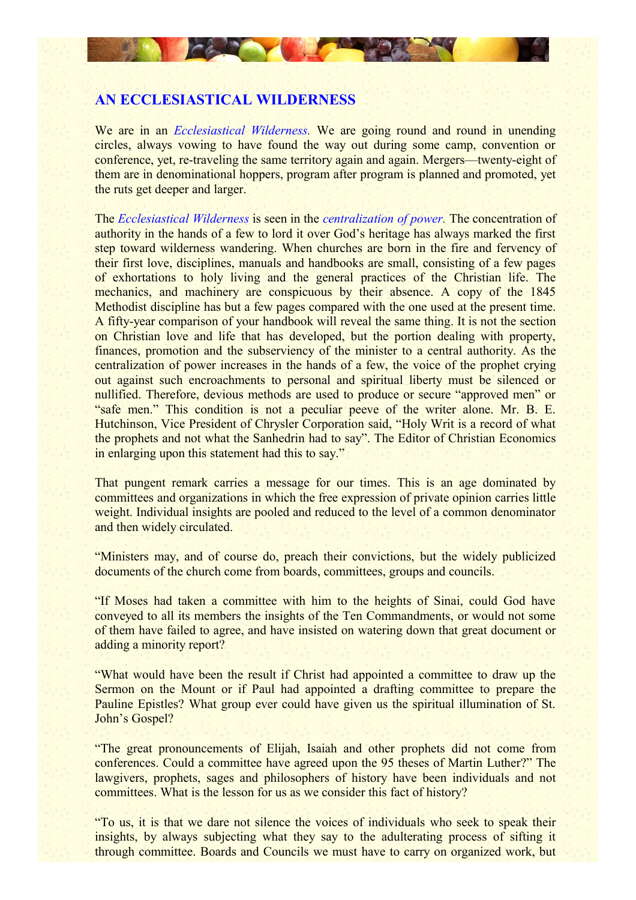## AN ECCLESIASTICAL WILDERNESS

We are in an *Ecclesiastical Wilderness.* We are going round and round in unending circles, always vowing to have found the way out during some camp, convention or conference, yet, re-traveling the same territory again and again. Mergers—twenty-eight of them are in denominational hoppers, program after program is planned and promoted, yet the ruts get deeper and larger.

The *Ecclesiastical Wilderness* is seen in the *centralization of power.* The concentration of authority in the hands of a few to lord it over God's heritage has always marked the first step toward wilderness wandering. When churches are born in the fire and fervency of their first love, disciplines, manuals and handbooks are small, consisting of a few pages of exhortations to holy living and the general practices of the Christian life. The mechanics, and machinery are conspicuous by their absence. A copy of the 1845 Methodist discipline has but a few pages compared with the one used at the present time. A fifty-year comparison of your handbook will reveal the same thing. It is not the section on Christian love and life that has developed, but the portion dealing with property, finances, promotion and the subserviency of the minister to a central authority. As the centralization of power increases in the hands of a few, the voice of the prophet crying out against such encroachments to personal and spiritual liberty must be silenced or nullified. Therefore, devious methods are used to produce or secure "approved men" or "safe men." This condition is not a peculiar peeve of the writer alone. Mr. B. E. Hutchinson, Vice President of Chrysler Corporation said, "Holy Writ is a record of what the prophets and not what the Sanhedrin had to say". The Editor of Christian Economics in enlarging upon this statement had this to say."

That pungent remark carries a message for our times. This is an age dominated by committees and organizations in which the free expression of private opinion carries little weight. Individual insights are pooled and reduced to the level of a common denominator and then widely circulated.

"Ministers may, and of course do, preach their convictions, but the widely publicized documents of the church come from boards, committees, groups and councils.

"If Moses had taken a committee with him to the heights of Sinai, could God have conveyed to all its members the insights of the Ten Commandments, or would not some of them have failed to agree, and have insisted on watering down that great document or adding a minority report?

"What would have been the result if Christ had appointed a committee to draw up the Sermon on the Mount or if Paul had appointed a drafting committee to prepare the Pauline Epistles? What group ever could have given us the spiritual illumination of St. John's Gospel?

"The great pronouncements of Elijah, Isaiah and other prophets did not come from conferences. Could a committee have agreed upon the 95 theses of Martin Luther?" The lawgivers, prophets, sages and philosophers of history have been individuals and not committees. What is the lesson for us as we consider this fact of history?

"To us, it is that we dare not silence the voices of individuals who seek to speak their insights, by always subjecting what they say to the adulterating process of sifting it through committee. Boards and Councils we must have to carry on organized work, but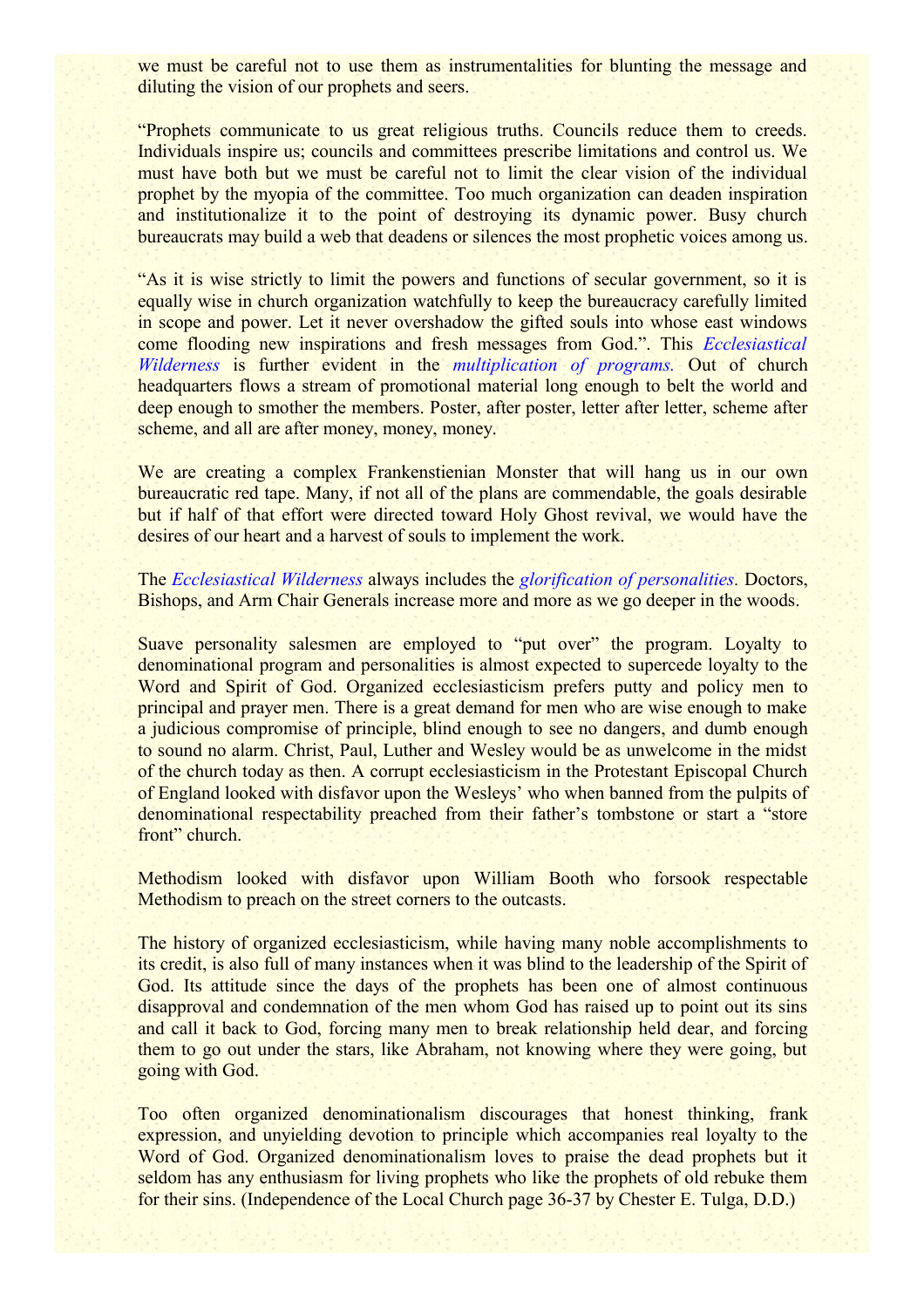we must be careful not to use them as instrumentalities for blunting the message and diluting the vision of our prophets and seers.

"Prophets communicate to us great religious truths. Councils reduce them to creeds. Individuals inspire us; councils and committees prescribe limitations and control us. We must have both but we must be careful not to limit the clear vision of the individual prophet by the myopia of the committee. Too much organization can deaden inspiration and institutionalize it to the point of destroying its dynamic power. Busy church bureaucrats may build a web that deadens or silences the most prophetic voices among us.

"As it is wise strictly to limit the powers and functions of secular government, so it is equally wise in church organization watchfully to keep the bureaucracy carefully limited in scope and power. Let it never overshadow the gifted souls into whose east windows come flooding new inspirations and fresh messages from God.". This *Ecclesiastical Wilderness* is further evident in the *multiplication of programs.* Out of church headquarters flows a stream of promotional material long enough to belt the world and deep enough to smother the members. Poster, after poster, letter after letter, scheme after scheme, and all are after money, money, money.

We are creating a complex Frankenstienian Monster that will hang us in our own bureaucratic red tape. Many, if not all of the plans are commendable, the goals desirable but if half of that effort were directed toward Holy Ghost revival, we would have the desires of our heart and a harvest of souls to implement the work.

The *Ecclesiastical Wilderness* always includes the *glorification of personalities.* Doctors, Bishops, and Arm Chair Generals increase more and more as we go deeper in the woods.

Suave personality salesmen are employed to "put over" the program. Loyalty to denominational program and personalities is almost expected to supercede loyalty to the Word and Spirit of God. Organized ecclesiasticism prefers putty and policy men to principal and prayer men. There is a great demand for men who are wise enough to make a judicious compromise of principle, blind enough to see no dangers, and dumb enough to sound no alarm. Christ, Paul, Luther and Wesley would be as unwelcome in the midst of the church today as then. A corrupt ecclesiasticism in the Protestant Episcopal Church of England looked with disfavor upon the Wesleys' who when banned from the pulpits of denominational respectability preached from their father's tombstone or start a "store front" church.

Methodism looked with disfavor upon William Booth who forsook respectable Methodism to preach on the street corners to the outcasts.

The history of organized ecclesiasticism, while having many noble accomplishments to its credit, is also full of many instances when it was blind to the leadership of the Spirit of God. Its attitude since the days of the prophets has been one of almost continuous disapproval and condemnation of the men whom God has raised up to point out its sins and call it back to God, forcing many men to break relationship held dear, and forcing them to go out under the stars, like Abraham, not knowing where they were going, but going with God.

Too often organized denominationalism discourages that honest thinking, frank expression, and unyielding devotion to principle which accompanies real loyalty to the Word of God. Organized denominationalism loves to praise the dead prophets but it seldom has any enthusiasm for living prophets who like the prophets of old rebuke them for their sins. (Independence of the Local Church page 36-37 by Chester E. Tulga, D.D.)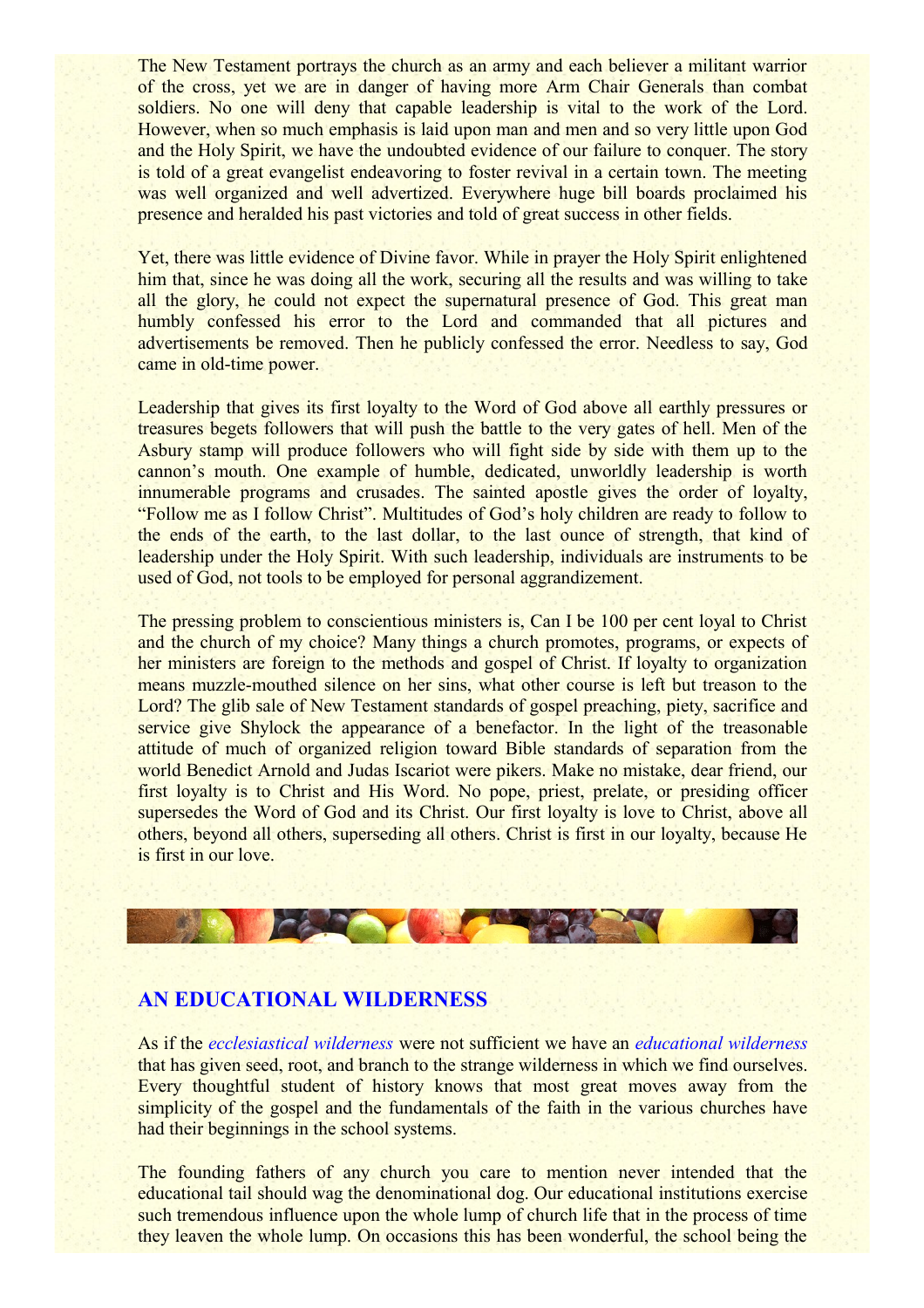The New Testament portrays the church as an army and each believer a militant warrior of the cross, yet we are in danger of having more Arm Chair Generals than combat soldiers. No one will deny that capable leadership is vital to the work of the Lord. However, when so much emphasis is laid upon man and men and so very little upon God and the Holy Spirit, we have the undoubted evidence of our failure to conquer. The story is told of a great evangelist endeavoring to foster revival in a certain town. The meeting was well organized and well advertized. Everywhere huge bill boards proclaimed his presence and heralded his past victories and told of great success in other fields.

Yet, there was little evidence of Divine favor. While in prayer the Holy Spirit enlightened him that, since he was doing all the work, securing all the results and was willing to take all the glory, he could not expect the supernatural presence of God. This great man humbly confessed his error to the Lord and commanded that all pictures and advertisements be removed. Then he publicly confessed the error. Needless to say, God came in old-time power.

Leadership that gives its first loyalty to the Word of God above all earthly pressures or treasures begets followers that will push the battle to the very gates of hell. Men of the Asbury stamp will produce followers who will fight side by side with them up to the cannon's mouth. One example of humble, dedicated, unworldly leadership is worth innumerable programs and crusades. The sainted apostle gives the order of loyalty, "Follow me as I follow Christ". Multitudes of God's holy children are ready to follow to the ends of the earth, to the last dollar, to the last ounce of strength, that kind of leadership under the Holy Spirit. With such leadership, individuals are instruments to be used of God, not tools to be employed for personal aggrandizement.

The pressing problem to conscientious ministers is, Can I be 100 per cent loyal to Christ and the church of my choice? Many things a church promotes, programs, or expects of her ministers are foreign to the methods and gospel of Christ. If loyalty to organization means muzzle-mouthed silence on her sins, what other course is left but treason to the Lord? The glib sale of New Testament standards of gospel preaching, piety, sacrifice and service give Shylock the appearance of a benefactor. In the light of the treasonable attitude of much of organized religion toward Bible standards of separation from the world Benedict Arnold and Judas Iscariot were pikers. Make no mistake, dear friend, our first loyalty is to Christ and His Word. No pope, priest, prelate, or presiding officer supersedes the Word of God and its Christ. Our first loyalty is love to Christ, above all others, beyond all others, superseding all others. Christ is first in our loyalty, because He is first in our love.

## AN EDUCATIONAL WILDERNESS

As if the *ecclesiastical wilderness* were not sufficient we have an *educational wilderness* that has given seed, root, and branch to the strange wilderness in which we find ourselves. Every thoughtful student of history knows that most great moves away from the simplicity of the gospel and the fundamentals of the faith in the various churches have had their beginnings in the school systems.

The founding fathers of any church you care to mention never intended that the educational tail should wag the denominational dog. Our educational institutions exercise such tremendous influence upon the whole lump of church life that in the process of time they leaven the whole lump. On occasions this has been wonderful, the school being the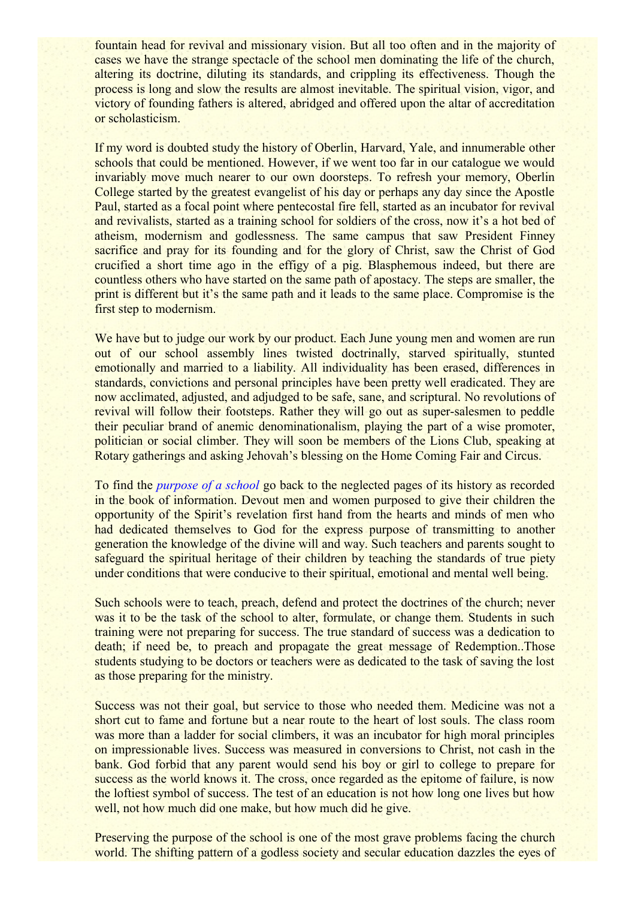fountain head for revival and missionary vision. But all too often and in the majority of cases we have the strange spectacle of the school men dominating the life of the church, altering its doctrine, diluting its standards, and crippling its effectiveness. Though the process is long and slow the results are almost inevitable. The spiritual vision, vigor, and victory of founding fathers is altered, abridged and offered upon the altar of accreditation or scholasticism.

If my word is doubted study the history of Oberlin, Harvard, Yale, and innumerable other schools that could be mentioned. However, if we went too far in our catalogue we would invariably move much nearer to our own doorsteps. To refresh your memory, Oberlin College started by the greatest evangelist of his day or perhaps any day since the Apostle Paul, started as a focal point where pentecostal fire fell, started as an incubator for revival and revivalists, started as a training school for soldiers of the cross, now it's a hot bed of atheism, modernism and godlessness. The same campus that saw President Finney sacrifice and pray for its founding and for the glory of Christ, saw the Christ of God crucified a short time ago in the effigy of a pig. Blasphemous indeed, but there are countless others who have started on the same path of apostacy. The steps are smaller, the print is different but it's the same path and it leads to the same place. Compromise is the first step to modernism.

We have but to judge our work by our product. Each June young men and women are run out of our school assembly lines twisted doctrinally, starved spiritually, stunted emotionally and married to a liability. All individuality has been erased, differences in standards, convictions and personal principles have been pretty well eradicated. They are now acclimated, adjusted, and adjudged to be safe, sane, and scriptural. No revolutions of revival will follow their footsteps. Rather they will go out as super-salesmen to peddle their peculiar brand of anemic denominationalism, playing the part of a wise promoter, politician or social climber. They will soon be members of the Lions Club, speaking at Rotary gatherings and asking Jehovah's blessing on the Home Coming Fair and Circus.

To find the *purpose of a school* go back to the neglected pages of its history as recorded in the book of information. Devout men and women purposed to give their children the opportunity of the Spirit's revelation first hand from the hearts and minds of men who had dedicated themselves to God for the express purpose of transmitting to another generation the knowledge of the divine will and way. Such teachers and parents sought to safeguard the spiritual heritage of their children by teaching the standards of true piety under conditions that were conducive to their spiritual, emotional and mental well being.

Such schools were to teach, preach, defend and protect the doctrines of the church; never was it to be the task of the school to alter, formulate, or change them. Students in such training were not preparing for success. The true standard of success was a dedication to death; if need be, to preach and propagate the great message of Redemption..Those students studying to be doctors or teachers were as dedicated to the task of saving the lost as those preparing for the ministry.

Success was not their goal, but service to those who needed them. Medicine was not a short cut to fame and fortune but a near route to the heart of lost souls. The class room was more than a ladder for social climbers, it was an incubator for high moral principles on impressionable lives. Success was measured in conversions to Christ, not cash in the bank. God forbid that any parent would send his boy or girl to college to prepare for success as the world knows it. The cross, once regarded as the epitome of failure, is now the loftiest symbol of success. The test of an education is not how long one lives but how well, not how much did one make, but how much did he give.

Preserving the purpose of the school is one of the most grave problems facing the church world. The shifting pattern of a godless society and secular education dazzles the eyes of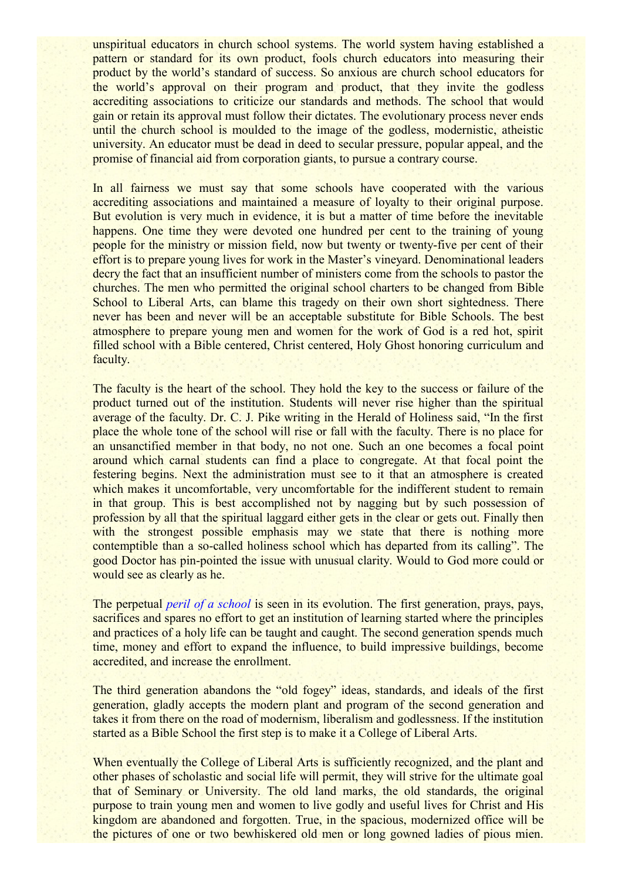unspiritual educators in church school systems. The world system having established a pattern or standard for its own product, fools church educators into measuring their product by the world's standard of success. So anxious are church school educators for the world's approval on their program and product, that they invite the godless accrediting associations to criticize our standards and methods. The school that would gain or retain its approval must follow their dictates. The evolutionary process never ends until the church school is moulded to the image of the godless, modernistic, atheistic university. An educator must be dead in deed to secular pressure, popular appeal, and the promise of financial aid from corporation giants, to pursue a contrary course.

In all fairness we must say that some schools have cooperated with the various accrediting associations and maintained a measure of loyalty to their original purpose. But evolution is very much in evidence, it is but a matter of time before the inevitable happens. One time they were devoted one hundred per cent to the training of young people for the ministry or mission field, now but twenty or twenty-five per cent of their effort is to prepare young lives for work in the Master's vineyard. Denominational leaders decry the fact that an insufficient number of ministers come from the schools to pastor the churches. The men who permitted the original school charters to be changed from Bible School to Liberal Arts, can blame this tragedy on their own short sightedness. There never has been and never will be an acceptable substitute for Bible Schools. The best atmosphere to prepare young men and women for the work of God is a red hot, spirit filled school with a Bible centered, Christ centered, Holy Ghost honoring curriculum and faculty.

The faculty is the heart of the school. They hold the key to the success or failure of the product turned out of the institution. Students will never rise higher than the spiritual average of the faculty. Dr. C. J. Pike writing in the Herald of Holiness said, "In the first place the whole tone of the school will rise or fall with the faculty. There is no place for an unsanctified member in that body, no not one. Such an one becomes a focal point around which carnal students can find a place to congregate. At that focal point the festering begins. Next the administration must see to it that an atmosphere is created which makes it uncomfortable, very uncomfortable for the indifferent student to remain in that group. This is best accomplished not by nagging but by such possession of profession by all that the spiritual laggard either gets in the clear or gets out. Finally then with the strongest possible emphasis may we state that there is nothing more contemptible than a so-called holiness school which has departed from its calling". The good Doctor has pin-pointed the issue with unusual clarity. Would to God more could or would see as clearly as he.

The perpetual *peril of a school* is seen in its evolution. The first generation, prays, pays, sacrifices and spares no effort to get an institution of learning started where the principles and practices of a holy life can be taught and caught. The second generation spends much time, money and effort to expand the influence, to build impressive buildings, become accredited, and increase the enrollment.

The third generation abandons the "old fogey" ideas, standards, and ideals of the first generation, gladly accepts the modern plant and program of the second generation and takes it from there on the road of modernism, liberalism and godlessness. If the institution started as a Bible School the first step is to make it a College of Liberal Arts.

When eventually the College of Liberal Arts is sufficiently recognized, and the plant and other phases of scholastic and social life will permit, they will strive for the ultimate goal that of Seminary or University. The old land marks, the old standards, the original purpose to train young men and women to live godly and useful lives for Christ and His kingdom are abandoned and forgotten. True, in the spacious, modernized office will be the pictures of one or two bewhiskered old men or long gowned ladies of pious mien.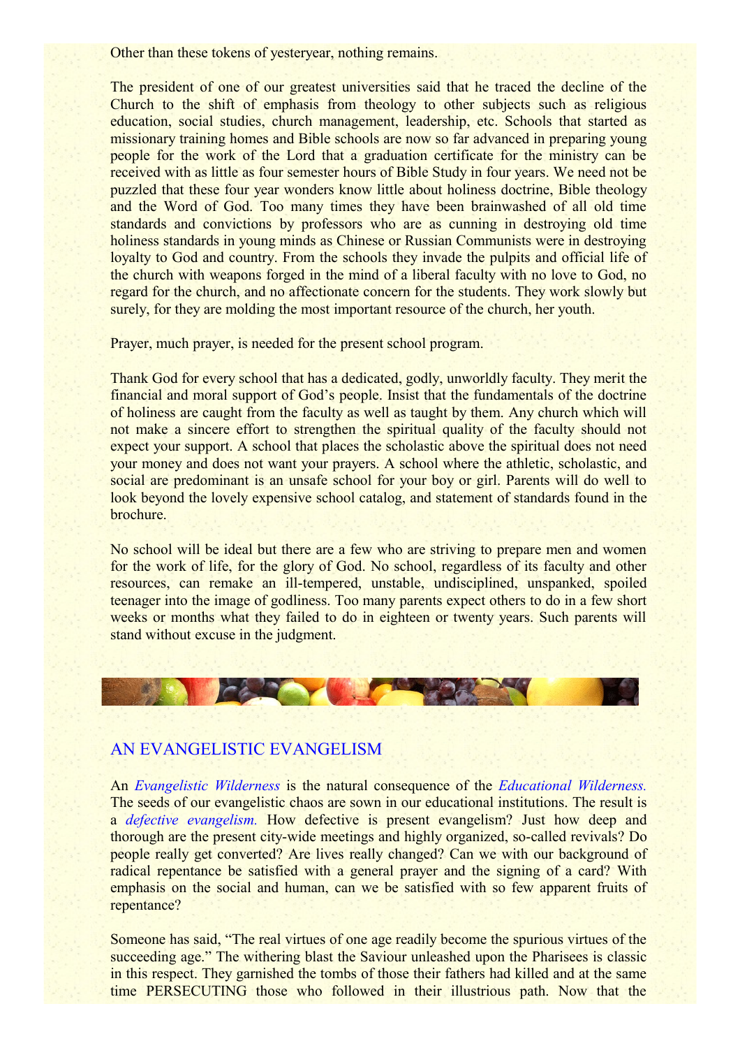Other than these tokens of yesteryear, nothing remains.

The president of one of our greatest universities said that he traced the decline of the Church to the shift of emphasis from theology to other subjects such as religious education, social studies, church management, leadership, etc. Schools that started as missionary training homes and Bible schools are now so far advanced in preparing young people for the work of the Lord that a graduation certificate for the ministry can be received with as little as four semester hours of Bible Study in four years. We need not be puzzled that these four year wonders know little about holiness doctrine, Bible theology and the Word of God. Too many times they have been brainwashed of all old time standards and convictions by professors who are as cunning in destroying old time holiness standards in young minds as Chinese or Russian Communists were in destroying loyalty to God and country. From the schools they invade the pulpits and official life of the church with weapons forged in the mind of a liberal faculty with no love to God, no regard for the church, and no affectionate concern for the students. They work slowly but surely, for they are molding the most important resource of the church, her youth.

Prayer, much prayer, is needed for the present school program.

Thank God for every school that has a dedicated, godly, unworldly faculty. They merit the financial and moral support of God's people. Insist that the fundamentals of the doctrine of holiness are caught from the faculty as well as taught by them. Any church which will not make a sincere effort to strengthen the spiritual quality of the faculty should not expect your support. A school that places the scholastic above the spiritual does not need your money and does not want your prayers. A school where the athletic, scholastic, and social are predominant is an unsafe school for your boy or girl. Parents will do well to look beyond the lovely expensive school catalog, and statement of standards found in the brochure.

No school will be ideal but there are a few who are striving to prepare men and women for the work of life, for the glory of God. No school, regardless of its faculty and other resources, can remake an ill-tempered, unstable, undisciplined, unspanked, spoiled teenager into the image of godliness. Too many parents expect others to do in a few short weeks or months what they failed to do in eighteen or twenty years. Such parents will stand without excuse in the judgment.

## AN EVANGELISTIC EVANGELISM

An *Evangelistic Wilderness* is the natural consequence of the *Educational Wilderness.* The seeds of our evangelistic chaos are sown in our educational institutions. The result is a *defective evangelism.* How defective is present evangelism? Just how deep and thorough are the present city-wide meetings and highly organized, so-called revivals? Do people really get converted? Are lives really changed? Can we with our background of radical repentance be satisfied with a general prayer and the signing of a card? With emphasis on the social and human, can we be satisfied with so few apparent fruits of repentance?

Someone has said, "The real virtues of one age readily become the spurious virtues of the succeeding age." The withering blast the Saviour unleashed upon the Pharisees is classic in this respect. They garnished the tombs of those their fathers had killed and at the same time PERSECUTING those who followed in their illustrious path. Now that the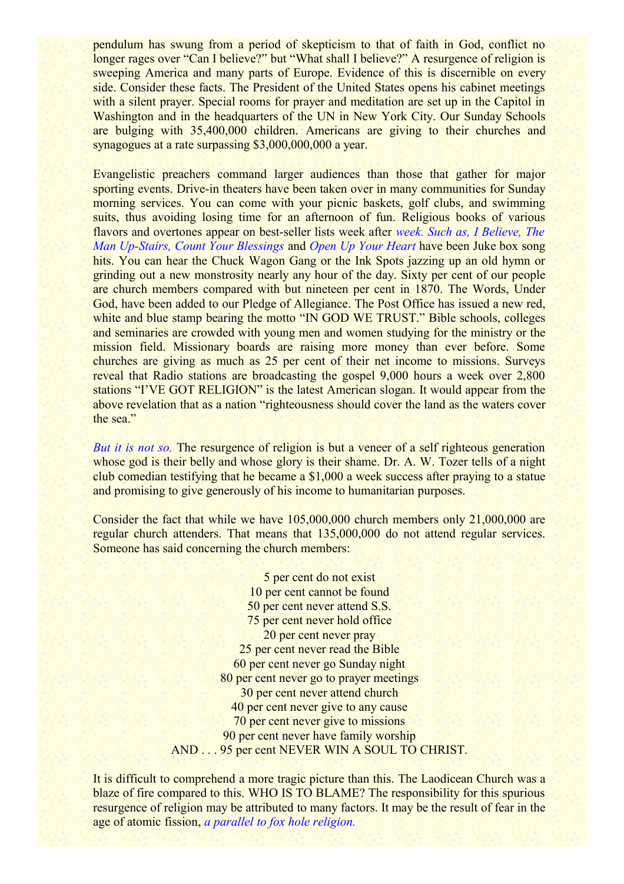pendulum has swung from a period of skepticism to that of faith in God, conflict no longer rages over "Can I believe?" but "What shall I believe?" A resurgence of religion is sweeping America and many parts of Europe. Evidence of this is discernible on every side. Consider these facts. The President of the United States opens his cabinet meetings with a silent prayer. Special rooms for prayer and meditation are set up in the Capitol in Washington and in the headquarters of the UN in New York City. Our Sunday Schools are bulging with 35,400,000 children. Americans are giving to their churches and synagogues at a rate surpassing $3,000,000,000 a year.

Evangelistic preachers command larger audiences than those that gather for major sporting events. Drive-in theaters have been taken over in many communities for Sunday morning services. You can come with your picnic baskets, golf clubs, and swimming suits, thus avoiding losing time for an afternoon of fun. Religious books of various flavors and overtones appear on best-seller lists week after *week. Such as, I Believe, The Man Up-Stairs, Count Your Blessings* and *Open Up Your Heart* have been Juke box song hits. You can hear the Chuck Wagon Gang or the Ink Spots jazzing up an old hymn or grinding out a new monstrosity nearly any hour of the day. Sixty per cent of our people are church members compared with but nineteen per cent in 1870. The Words, Under God, have been added to our Pledge of Allegiance. The Post Office has issued a new red, white and blue stamp bearing the motto "IN GOD WE TRUST." Bible schools, colleges and seminaries are crowded with young men and women studying for the ministry or the mission field. Missionary boards are raising more money than ever before. Some churches are giving as much as 25 per cent of their net income to missions. Surveys reveal that Radio stations are broadcasting the gospel 9,000 hours a week over 2,800 stations "I'VE GOT RELIGION" is the latest American slogan. It would appear from the above revelation that as a nation "righteousness should cover the land as the waters cover the sea."

*But it is not so.* The resurgence of religion is but a veneer of a self righteous generation whose god is their belly and whose glory is their shame. Dr. A. W. Tozer tells of a night club comedian testifying that he became a $1,000 a week success after praying to a statue and promising to give generously of his income to humanitarian purposes.

Consider the fact that while we have 105,000,000 church members only 21,000,000 are regular church attenders. That means that 135,000,000 do not attend regular services. Someone has said concerning the church members:

5 per cent do not exist
10 per cent cannot be found
50 per cent never attend S.S.
75 per cent never hold office
20 per cent never pray
25 per cent never read the Bible
60 per cent never go Sunday night
80 per cent never go to prayer meetings
30 per cent never attend church
40 per cent never give to any cause
70 per cent never give to missions
90 per cent never have family worship
AND . . . 95 per cent NEVER WIN A SOUL TO CHRIST.

It is difficult to comprehend a more tragic picture than this. The Laodicean Church was a blaze of fire compared to this. WHO IS TO BLAME? The responsibility for this spurious resurgence of religion may be attributed to many factors. It may be the result of fear in the age of atomic fission, *a parallel to fox hole religion.*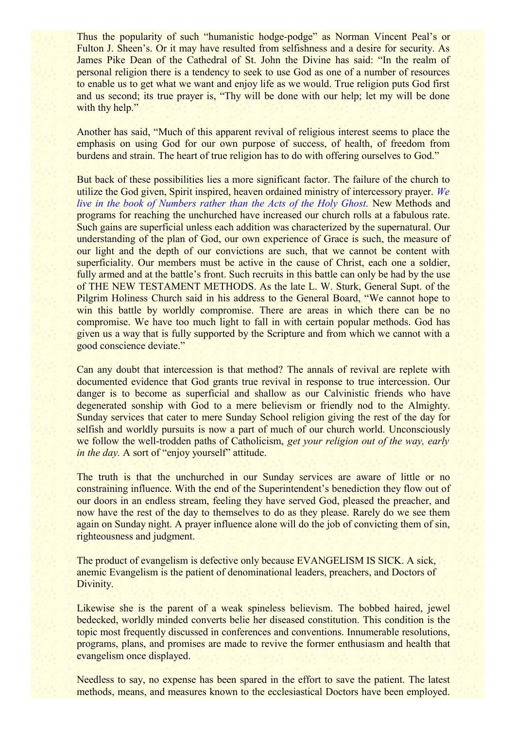Thus the popularity of such "humanistic hodge-podge" as Norman Vincent Peal's or Fulton J. Sheen's. Or it may have resulted from selfishness and a desire for security. As James Pike Dean of the Cathedral of St. John the Divine has said: "In the realm of personal religion there is a tendency to seek to use God as one of a number of resources to enable us to get what we want and enjoy life as we would. True religion puts God first and us second; its true prayer is, "Thy will be done with our help; let my will be done with thy help."

Another has said, "Much of this apparent revival of religious interest seems to place the emphasis on using God for our own purpose of success, of health, of freedom from burdens and strain. The heart of true religion has to do with offering ourselves to God."

But back of these possibilities lies a more significant factor. The failure of the church to utilize the God given, Spirit inspired, heaven ordained ministry of intercessory prayer. *We live in the book of Numbers rather than the Acts of the Holy Ghost.* New Methods and programs for reaching the unchurched have increased our church rolls at a fabulous rate. Such gains are superficial unless each addition was characterized by the supernatural. Our understanding of the plan of God, our own experience of Grace is such, the measure of our light and the depth of our convictions are such, that we cannot be content with superficiality. Our members must be active in the cause of Christ, each one a soldier, fully armed and at the battle's front. Such recruits in this battle can only be had by the use of THE NEW TESTAMENT METHODS. As the late L. W. Sturk, General Supt. of the Pilgrim Holiness Church said in his address to the General Board, "We cannot hope to win this battle by worldly compromise. There are areas in which there can be no compromise. We have too much light to fall in with certain popular methods. God has given us a way that is fully supported by the Scripture and from which we cannot with a good conscience deviate."

Can any doubt that intercession is that method? The annals of revival are replete with documented evidence that God grants true revival in response to true intercession. Our danger is to become as superficial and shallow as our Calvinistic friends who have degenerated sonship with God to a mere believism or friendly nod to the Almighty. Sunday services that cater to mere Sunday School religion giving the rest of the day for selfish and worldly pursuits is now a part of much of our church world. Unconsciously we follow the well-trodden paths of Catholicism, *get your religion out of the way, early in the day.* A sort of "enjoy yourself" attitude.

The truth is that the unchurched in our Sunday services are aware of little or no constraining influence. With the end of the Superintendent's benediction they flow out of our doors in an endless stream, feeling they have served God, pleased the preacher, and now have the rest of the day to themselves to do as they please. Rarely do we see them again on Sunday night. A prayer influence alone will do the job of convicting them of sin, righteousness and judgment.

The product of evangelism is defective only because EVANGELISM IS SICK. A sick, anemic Evangelism is the patient of denominational leaders, preachers, and Doctors of Divinity.

Likewise she is the parent of a weak spineless believism. The bobbed haired, jewel bedecked, worldly minded converts belie her diseased constitution. This condition is the topic most frequently discussed in conferences and conventions. Innumerable resolutions, programs, plans, and promises are made to revive the former enthusiasm and health that evangelism once displayed.

Needless to say, no expense has been spared in the effort to save the patient. The latest methods, means, and measures known to the ecclesiastical Doctors have been employed.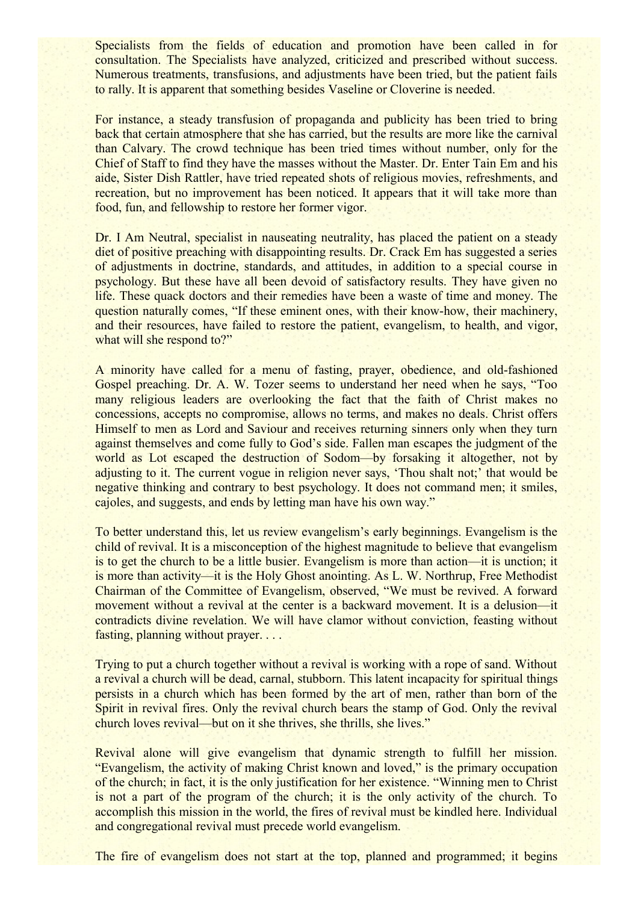Specialists from the fields of education and promotion have been called in for consultation. The Specialists have analyzed, criticized and prescribed without success. Numerous treatments, transfusions, and adjustments have been tried, but the patient fails to rally. It is apparent that something besides Vaseline or Cloverine is needed.

For instance, a steady transfusion of propaganda and publicity has been tried to bring back that certain atmosphere that she has carried, but the results are more like the carnival than Calvary. The crowd technique has been tried times without number, only for the Chief of Staff to find they have the masses without the Master. Dr. Enter Tain Em and his aide, Sister Dish Rattler, have tried repeated shots of religious movies, refreshments, and recreation, but no improvement has been noticed. It appears that it will take more than food, fun, and fellowship to restore her former vigor.

Dr. I Am Neutral, specialist in nauseating neutrality, has placed the patient on a steady diet of positive preaching with disappointing results. Dr. Crack Em has suggested a series of adjustments in doctrine, standards, and attitudes, in addition to a special course in psychology. But these have all been devoid of satisfactory results. They have given no life. These quack doctors and their remedies have been a waste of time and money. The question naturally comes, "If these eminent ones, with their know-how, their machinery, and their resources, have failed to restore the patient, evangelism, to health, and vigor, what will she respond to?"

A minority have called for a menu of fasting, prayer, obedience, and old-fashioned Gospel preaching. Dr. A. W. Tozer seems to understand her need when he says, "Too many religious leaders are overlooking the fact that the faith of Christ makes no concessions, accepts no compromise, allows no terms, and makes no deals. Christ offers Himself to men as Lord and Saviour and receives returning sinners only when they turn against themselves and come fully to God's side. Fallen man escapes the judgment of the world as Lot escaped the destruction of Sodom—by forsaking it altogether, not by adjusting to it. The current vogue in religion never says, 'Thou shalt not;' that would be negative thinking and contrary to best psychology. It does not command men; it smiles, cajoles, and suggests, and ends by letting man have his own way."

To better understand this, let us review evangelism's early beginnings. Evangelism is the child of revival. It is a misconception of the highest magnitude to believe that evangelism is to get the church to be a little busier. Evangelism is more than action—it is unction; it is more than activity—it is the Holy Ghost anointing. As L. W. Northrup, Free Methodist Chairman of the Committee of Evangelism, observed, "We must be revived. A forward movement without a revival at the center is a backward movement. It is a delusion—it contradicts divine revelation. We will have clamor without conviction, feasting without fasting, planning without prayer. . . .

Trying to put a church together without a revival is working with a rope of sand. Without a revival a church will be dead, carnal, stubborn. This latent incapacity for spiritual things persists in a church which has been formed by the art of men, rather than born of the Spirit in revival fires. Only the revival church bears the stamp of God. Only the revival church loves revival—but on it she thrives, she thrills, she lives."

Revival alone will give evangelism that dynamic strength to fulfill her mission. "Evangelism, the activity of making Christ known and loved," is the primary occupation of the church; in fact, it is the only justification for her existence. "Winning men to Christ is not a part of the program of the church; it is the only activity of the church. To accomplish this mission in the world, the fires of revival must be kindled here. Individual and congregational revival must precede world evangelism.

The fire of evangelism does not start at the top, planned and programmed; it begins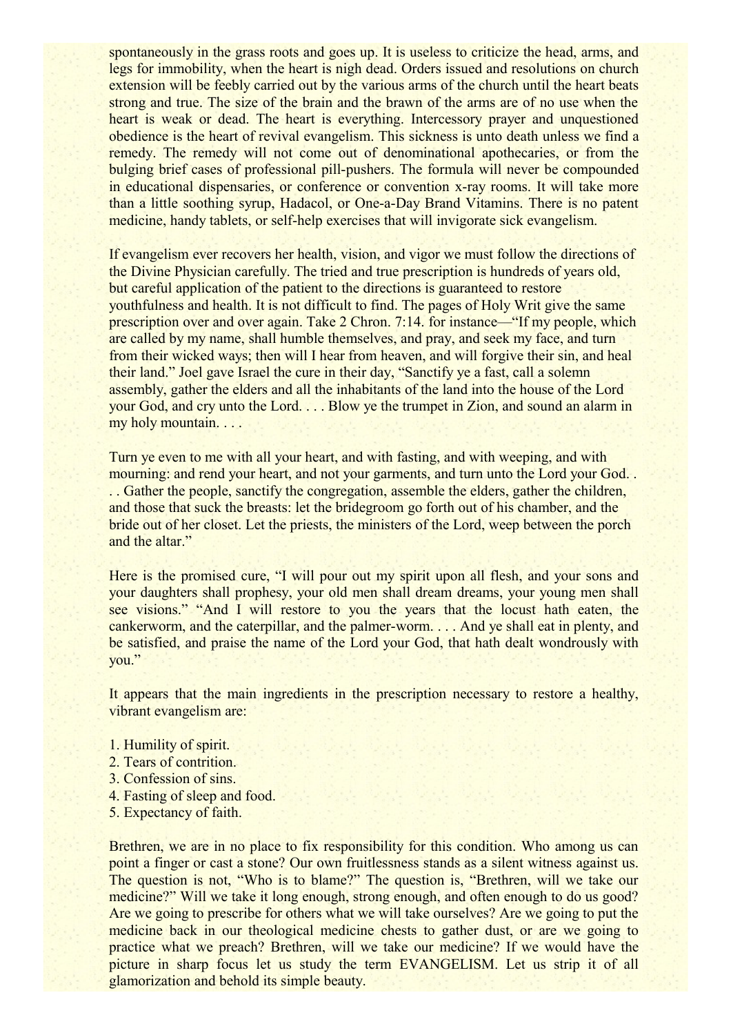spontaneously in the grass roots and goes up. It is useless to criticize the head, arms, and legs for immobility, when the heart is nigh dead. Orders issued and resolutions on church extension will be feebly carried out by the various arms of the church until the heart beats strong and true. The size of the brain and the brawn of the arms are of no use when the heart is weak or dead. The heart is everything. Intercessory prayer and unquestioned obedience is the heart of revival evangelism. This sickness is unto death unless we find a remedy. The remedy will not come out of denominational apothecaries, or from the bulging brief cases of professional pill-pushers. The formula will never be compounded in educational dispensaries, or conference or convention x-ray rooms. It will take more than a little soothing syrup, Hadacol, or One-a-Day Brand Vitamins. There is no patent medicine, handy tablets, or self-help exercises that will invigorate sick evangelism.

If evangelism ever recovers her health, vision, and vigor we must follow the directions of the Divine Physician carefully. The tried and true prescription is hundreds of years old, but careful application of the patient to the directions is guaranteed to restore youthfulness and health. It is not difficult to find. The pages of Holy Writ give the same prescription over and over again. Take 2 Chron. 7:14. for instance—"If my people, which are called by my name, shall humble themselves, and pray, and seek my face, and turn from their wicked ways; then will I hear from heaven, and will forgive their sin, and heal their land." Joel gave Israel the cure in their day, "Sanctify ye a fast, call a solemn assembly, gather the elders and all the inhabitants of the land into the house of the Lord your God, and cry unto the Lord. . . . Blow ye the trumpet in Zion, and sound an alarm in my holy mountain. . . .

Turn ye even to me with all your heart, and with fasting, and with weeping, and with mourning: and rend your heart, and not your garments, and turn unto the Lord your God. . . . Gather the people, sanctify the congregation, assemble the elders, gather the children, and those that suck the breasts: let the bridegroom go forth out of his chamber, and the bride out of her closet. Let the priests, the ministers of the Lord, weep between the porch and the altar."

Here is the promised cure, "I will pour out my spirit upon all flesh, and your sons and your daughters shall prophesy, your old men shall dream dreams, your young men shall see visions." "And I will restore to you the years that the locust hath eaten, the cankerworm, and the caterpillar, and the palmer-worm. . . . And ye shall eat in plenty, and be satisfied, and praise the name of the Lord your God, that hath dealt wondrously with you."

It appears that the main ingredients in the prescription necessary to restore a healthy, vibrant evangelism are:

1. Humility of spirit.
2. Tears of contrition.
3. Confession of sins.
4. Fasting of sleep and food.
5. Expectancy of faith.

Brethren, we are in no place to fix responsibility for this condition. Who among us can point a finger or cast a stone? Our own fruitlessness stands as a silent witness against us. The question is not, "Who is to blame?" The question is, "Brethren, will we take our medicine?" Will we take it long enough, strong enough, and often enough to do us good? Are we going to prescribe for others what we will take ourselves? Are we going to put the medicine back in our theological medicine chests to gather dust, or are we going to practice what we preach? Brethren, will we take our medicine? If we would have the picture in sharp focus let us study the term EVANGELISM. Let us strip it of all glamorization and behold its simple beauty.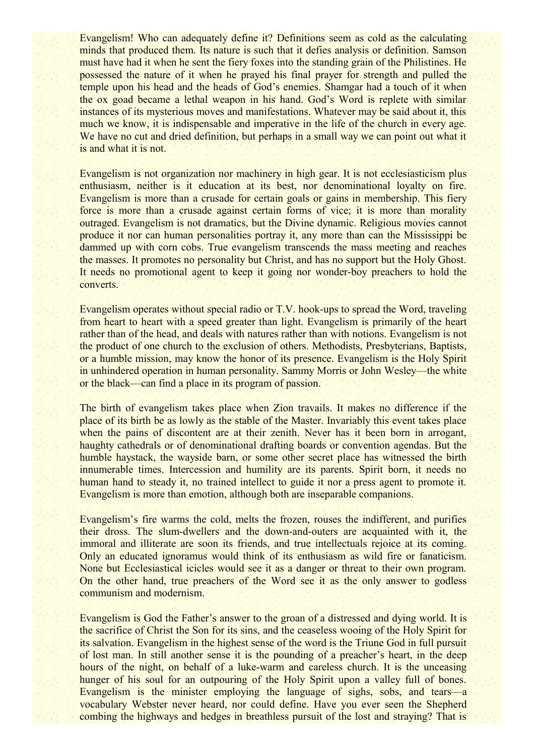Evangelism! Who can adequately define it? Definitions seem as cold as the calculating minds that produced them. Its nature is such that it defies analysis or definition. Samson must have had it when he sent the fiery foxes into the standing grain of the Philistines. He possessed the nature of it when he prayed his final prayer for strength and pulled the temple upon his head and the heads of God's enemies. Shamgar had a touch of it when the ox goad became a lethal weapon in his hand. God's Word is replete with similar instances of its mysterious moves and manifestations. Whatever may be said about it, this much we know, it is indispensable and imperative in the life of the church in every age. We have no cut and dried definition, but perhaps in a small way we can point out what it is and what it is not.

Evangelism is not organization nor machinery in high gear. It is not ecclesiasticism plus enthusiasm, neither is it education at its best, nor denominational loyalty on fire. Evangelism is more than a crusade for certain goals or gains in membership. This fiery force is more than a crusade against certain forms of vice; it is more than morality outraged. Evangelism is not dramatics, but the Divine dynamic. Religious movies cannot produce it nor can human personalities portray it, any more than can the Mississippi be dammed up with corn cobs. True evangelism transcends the mass meeting and reaches the masses. It promotes no personality but Christ, and has no support but the Holy Ghost. It needs no promotional agent to keep it going nor wonder-boy preachers to hold the converts.

Evangelism operates without special radio or T.V. hook-ups to spread the Word, traveling from heart to heart with a speed greater than light. Evangelism is primarily of the heart rather than of the head, and deals with natures rather than with notions. Evangelism is not the product of one church to the exclusion of others. Methodists, Presbyterians, Baptists, or a humble mission, may know the honor of its presence. Evangelism is the Holy Spirit in unhindered operation in human personality. Sammy Morris or John Wesley—the white or the black—can find a place in its program of passion.

The birth of evangelism takes place when Zion travails. It makes no difference if the place of its birth be as lowly as the stable of the Master. Invariably this event takes place when the pains of discontent are at their zenith. Never has it been born in arrogant, haughty cathedrals or of denominational drafting boards or convention agendas. But the humble haystack, the wayside barn, or some other secret place has witnessed the birth innumerable times. Intercession and humility are its parents. Spirit born, it needs no human hand to steady it, no trained intellect to guide it nor a press agent to promote it. Evangelism is more than emotion, although both are inseparable companions.

Evangelism's fire warms the cold, melts the frozen, rouses the indifferent, and purifies their dross. The slum-dwellers and the down-and-outers are acquainted with it, the immoral and illiterate are soon its friends, and true intellectuals rejoice at its coming. Only an educated ignoramus would think of its enthusiasm as wild fire or fanaticism. None but Ecclesiastical icicles would see it as a danger or threat to their own program. On the other hand, true preachers of the Word see it as the only answer to godless communism and modernism.

Evangelism is God the Father's answer to the groan of a distressed and dying world. It is the sacrifice of Christ the Son for its sins, and the ceaseless wooing of the Holy Spirit for its salvation. Evangelism in the highest sense of the word is the Triune God in full pursuit of lost man. In still another sense it is the pounding of a preacher's heart, in the deep hours of the night, on behalf of a luke-warm and careless church. It is the unceasing hunger of his soul for an outpouring of the Holy Spirit upon a valley full of bones. Evangelism is the minister employing the language of sighs, sobs, and tears—a vocabulary Webster never heard, nor could define. Have you ever seen the Shepherd combing the highways and hedges in breathless pursuit of the lost and straying? That is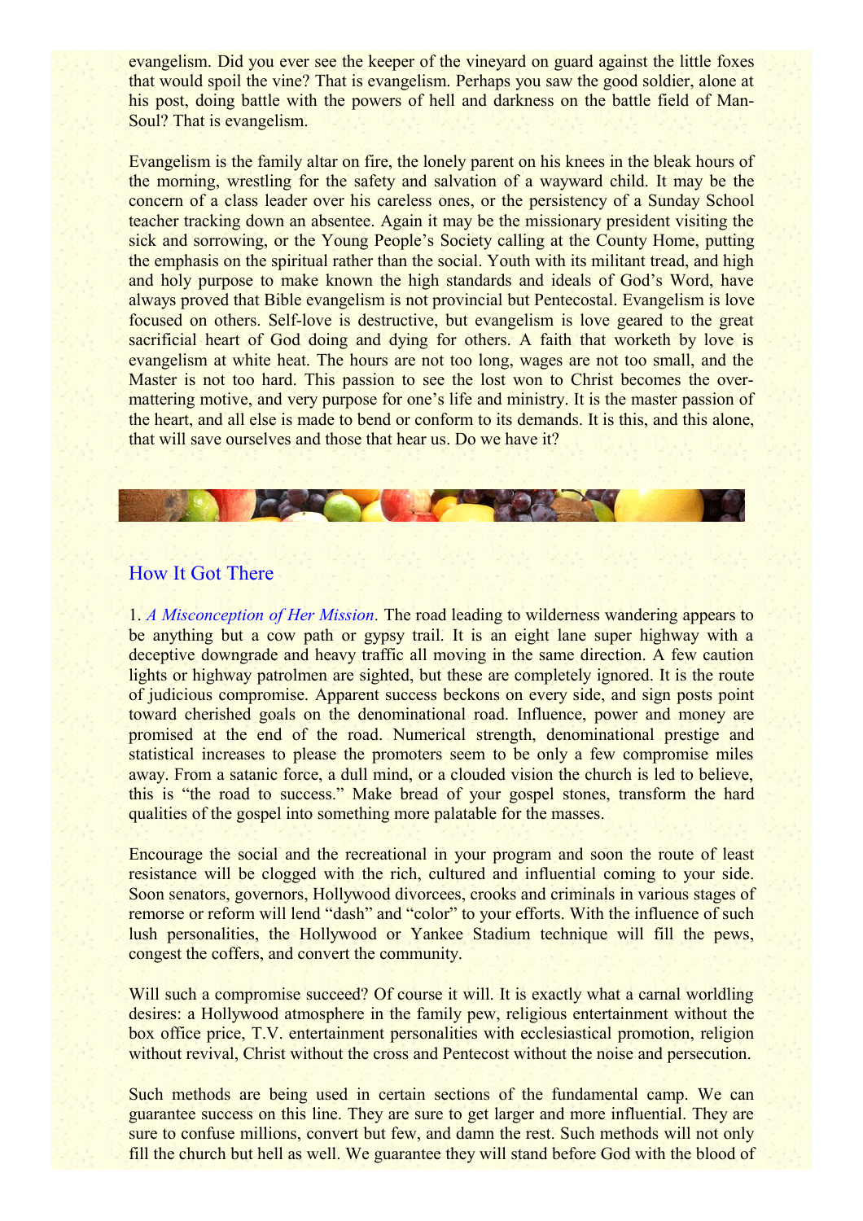evangelism. Did you ever see the keeper of the vineyard on guard against the little foxes that would spoil the vine? That is evangelism. Perhaps you saw the good soldier, alone at his post, doing battle with the powers of hell and darkness on the battle field of Man-Soul? That is evangelism.

Evangelism is the family altar on fire, the lonely parent on his knees in the bleak hours of the morning, wrestling for the safety and salvation of a wayward child. It may be the concern of a class leader over his careless ones, or the persistency of a Sunday School teacher tracking down an absentee. Again it may be the missionary president visiting the sick and sorrowing, or the Young People's Society calling at the County Home, putting the emphasis on the spiritual rather than the social. Youth with its militant tread, and high and holy purpose to make known the high standards and ideals of God's Word, have always proved that Bible evangelism is not provincial but Pentecostal. Evangelism is love focused on others. Self-love is destructive, but evangelism is love geared to the great sacrificial heart of God doing and dying for others. A faith that worketh by love is evangelism at white heat. The hours are not too long, wages are not too small, and the Master is not too hard. This passion to see the lost won to Christ becomes the over-mattering motive, and very purpose for one's life and ministry. It is the master passion of the heart, and all else is made to bend or conform to its demands. It is this, and this alone, that will save ourselves and those that hear us. Do we have it?

## How It Got There

1. *A Misconception of Her Mission*. The road leading to wilderness wandering appears to be anything but a cow path or gypsy trail. It is an eight lane super highway with a deceptive downgrade and heavy traffic all moving in the same direction. A few caution lights or highway patrolmen are sighted, but these are completely ignored. It is the route of judicious compromise. Apparent success beckons on every side, and sign posts point toward cherished goals on the denominational road. Influence, power and money are promised at the end of the road. Numerical strength, denominational prestige and statistical increases to please the promoters seem to be only a few compromise miles away. From a satanic force, a dull mind, or a clouded vision the church is led to believe, this is "the road to success." Make bread of your gospel stones, transform the hard qualities of the gospel into something more palatable for the masses.

Encourage the social and the recreational in your program and soon the route of least resistance will be clogged with the rich, cultured and influential coming to your side. Soon senators, governors, Hollywood divorcees, crooks and criminals in various stages of remorse or reform will lend "dash" and "color" to your efforts. With the influence of such lush personalities, the Hollywood or Yankee Stadium technique will fill the pews, congest the coffers, and convert the community.

Will such a compromise succeed? Of course it will. It is exactly what a carnal worldling desires: a Hollywood atmosphere in the family pew, religious entertainment without the box office price, T.V. entertainment personalities with ecclesiastical promotion, religion without revival, Christ without the cross and Pentecost without the noise and persecution.

Such methods are being used in certain sections of the fundamental camp. We can guarantee success on this line. They are sure to get larger and more influential. They are sure to confuse millions, convert but few, and damn the rest. Such methods will not only fill the church but hell as well. We guarantee they will stand before God with the blood of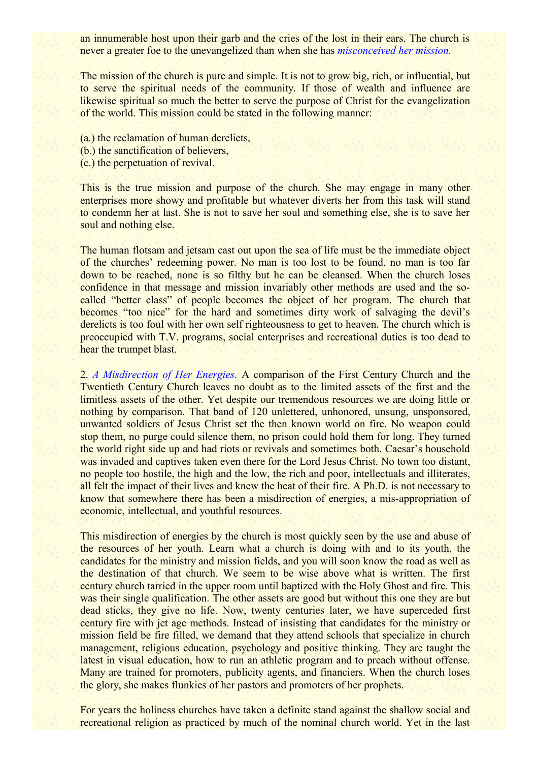an innumerable host upon their garb and the cries of the lost in their ears. The church is never a greater foe to the unevangelized than when she has *misconceived her mission.*

The mission of the church is pure and simple. It is not to grow big, rich, or influential, but to serve the spiritual needs of the community. If those of wealth and influence are likewise spiritual so much the better to serve the purpose of Christ for the evangelization of the world. This mission could be stated in the following manner:

(a.) the reclamation of human derelicts,
(b.) the sanctification of believers,
(c.) the perpetuation of revival.

This is the true mission and purpose of the church. She may engage in many other enterprises more showy and profitable but whatever diverts her from this task will stand to condemn her at last. She is not to save her soul and something else, she is to save her soul and nothing else.

The human flotsam and jetsam cast out upon the sea of life must be the immediate object of the churches' redeeming power. No man is too lost to be found, no man is too far down to be reached, none is so filthy but he can be cleansed. When the church loses confidence in that message and mission invariably other methods are used and the so-called "better class" of people becomes the object of her program. The church that becomes "too nice" for the hard and sometimes dirty work of salvaging the devil's derelicts is too foul with her own self righteousness to get to heaven. The church which is preoccupied with T.V. programs, social enterprises and recreational duties is too dead to hear the trumpet blast.

2. *A Misdirection of Her Energies.* A comparison of the First Century Church and the Twentieth Century Church leaves no doubt as to the limited assets of the first and the limitless assets of the other. Yet despite our tremendous resources we are doing little or nothing by comparison. That band of 120 unlettered, unhonored, unsung, unsponsored, unwanted soldiers of Jesus Christ set the then known world on fire. No weapon could stop them, no purge could silence them, no prison could hold them for long. They turned the world right side up and had riots or revivals and sometimes both. Caesar's household was invaded and captives taken even there for the Lord Jesus Christ. No town too distant, no people too hostile, the high and the low, the rich and poor, intellectuals and illiterates, all felt the impact of their lives and knew the heat of their fire. A Ph.D. is not necessary to know that somewhere there has been a misdirection of energies, a mis-appropriation of economic, intellectual, and youthful resources.

This misdirection of energies by the church is most quickly seen by the use and abuse of the resources of her youth. Learn what a church is doing with and to its youth, the candidates for the ministry and mission fields, and you will soon know the road as well as the destination of that church. We seem to be wise above what is written. The first century church tarried in the upper room until baptized with the Holy Ghost and fire. This was their single qualification. The other assets are good but without this one they are but dead sticks, they give no life. Now, twenty centuries later, we have superceded first century fire with jet age methods. Instead of insisting that candidates for the ministry or mission field be fire filled, we demand that they attend schools that specialize in church management, religious education, psychology and positive thinking. They are taught the latest in visual education, how to run an athletic program and to preach without offense. Many are trained for promoters, publicity agents, and financiers. When the church loses the glory, she makes flunkies of her pastors and promoters of her prophets.

For years the holiness churches have taken a definite stand against the shallow social and recreational religion as practiced by much of the nominal church world. Yet in the last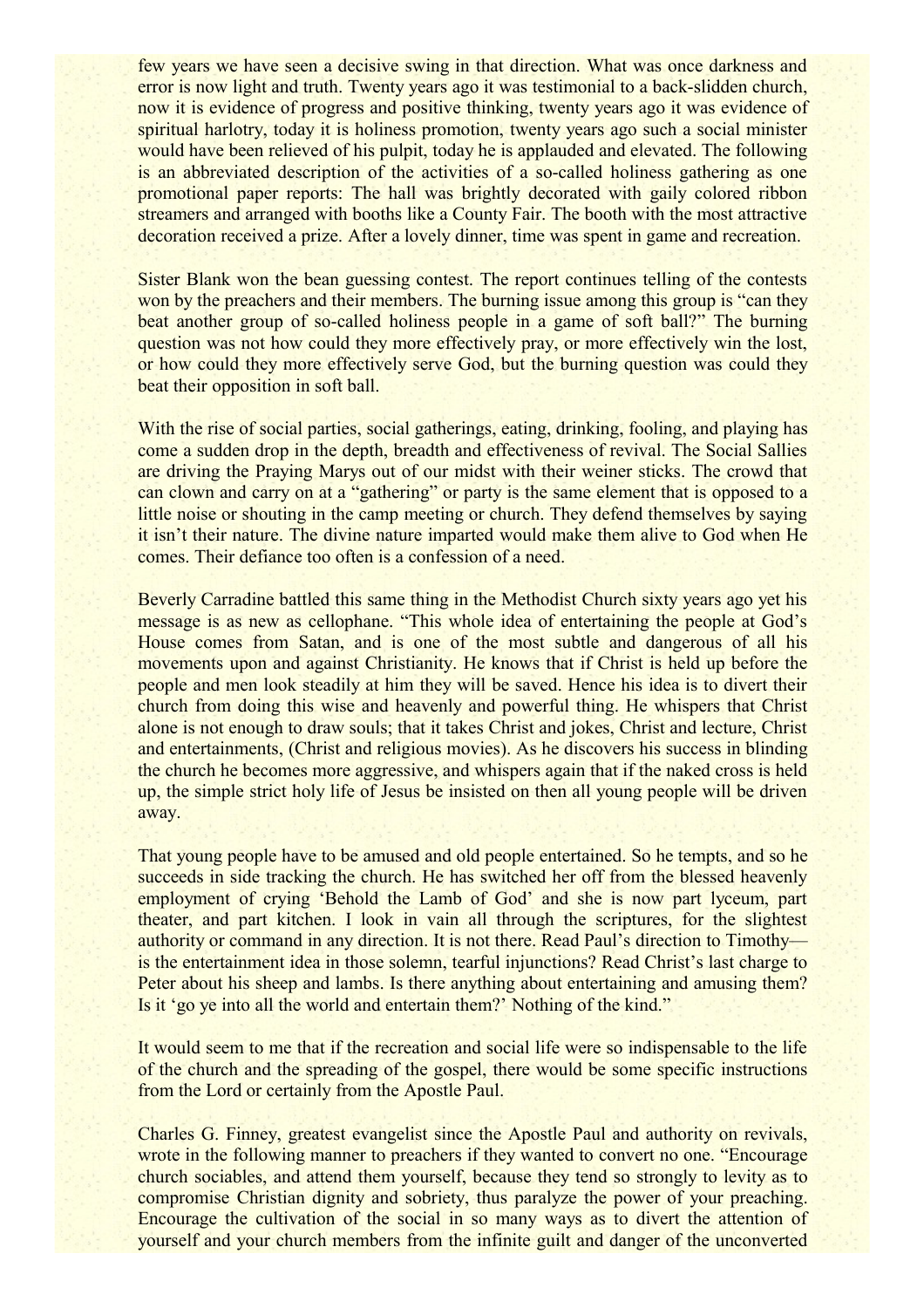few years we have seen a decisive swing in that direction. What was once darkness and error is now light and truth. Twenty years ago it was testimonial to a back-slidden church, now it is evidence of progress and positive thinking, twenty years ago it was evidence of spiritual harlotry, today it is holiness promotion, twenty years ago such a social minister would have been relieved of his pulpit, today he is applauded and elevated. The following is an abbreviated description of the activities of a so-called holiness gathering as one promotional paper reports: The hall was brightly decorated with gaily colored ribbon streamers and arranged with booths like a County Fair. The booth with the most attractive decoration received a prize. After a lovely dinner, time was spent in game and recreation.

Sister Blank won the bean guessing contest. The report continues telling of the contests won by the preachers and their members. The burning issue among this group is "can they beat another group of so-called holiness people in a game of soft ball?" The burning question was not how could they more effectively pray, or more effectively win the lost, or how could they more effectively serve God, but the burning question was could they beat their opposition in soft ball.

With the rise of social parties, social gatherings, eating, drinking, fooling, and playing has come a sudden drop in the depth, breadth and effectiveness of revival. The Social Sallies are driving the Praying Marys out of our midst with their weiner sticks. The crowd that can clown and carry on at a "gathering" or party is the same element that is opposed to a little noise or shouting in the camp meeting or church. They defend themselves by saying it isn't their nature. The divine nature imparted would make them alive to God when He comes. Their defiance too often is a confession of a need.

Beverly Carradine battled this same thing in the Methodist Church sixty years ago yet his message is as new as cellophane. "This whole idea of entertaining the people at God's House comes from Satan, and is one of the most subtle and dangerous of all his movements upon and against Christianity. He knows that if Christ is held up before the people and men look steadily at him they will be saved. Hence his idea is to divert their church from doing this wise and heavenly and powerful thing. He whispers that Christ alone is not enough to draw souls; that it takes Christ and jokes, Christ and lecture, Christ and entertainments, (Christ and religious movies). As he discovers his success in blinding the church he becomes more aggressive, and whispers again that if the naked cross is held up, the simple strict holy life of Jesus be insisted on then all young people will be driven away.

That young people have to be amused and old people entertained. So he tempts, and so he succeeds in side tracking the church. He has switched her off from the blessed heavenly employment of crying 'Behold the Lamb of God' and she is now part lyceum, part theater, and part kitchen. I look in vain all through the scriptures, for the slightest authority or command in any direction. It is not there. Read Paul's direction to Timothy—is the entertainment idea in those solemn, tearful injunctions? Read Christ's last charge to Peter about his sheep and lambs. Is there anything about entertaining and amusing them? Is it 'go ye into all the world and entertain them?' Nothing of the kind."

It would seem to me that if the recreation and social life were so indispensable to the life of the church and the spreading of the gospel, there would be some specific instructions from the Lord or certainly from the Apostle Paul.

Charles G. Finney, greatest evangelist since the Apostle Paul and authority on revivals, wrote in the following manner to preachers if they wanted to convert no one. "Encourage church sociables, and attend them yourself, because they tend so strongly to levity as to compromise Christian dignity and sobriety, thus paralyze the power of your preaching. Encourage the cultivation of the social in so many ways as to divert the attention of yourself and your church members from the infinite guilt and danger of the unconverted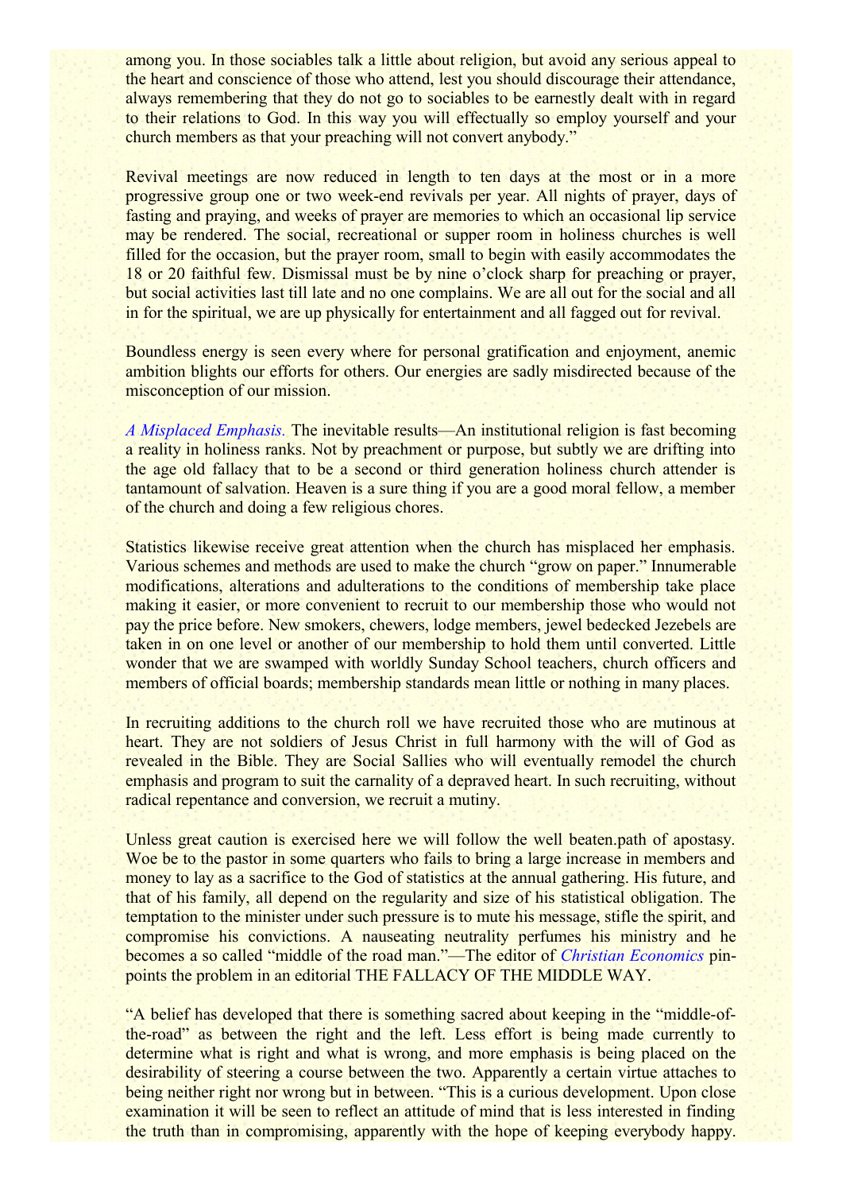among you. In those sociables talk a little about religion, but avoid any serious appeal to the heart and conscience of those who attend, lest you should discourage their attendance, always remembering that they do not go to sociables to be earnestly dealt with in regard to their relations to God. In this way you will effectually so employ yourself and your church members as that your preaching will not convert anybody."

Revival meetings are now reduced in length to ten days at the most or in a more progressive group one or two week-end revivals per year. All nights of prayer, days of fasting and praying, and weeks of prayer are memories to which an occasional lip service may be rendered. The social, recreational or supper room in holiness churches is well filled for the occasion, but the prayer room, small to begin with easily accommodates the 18 or 20 faithful few. Dismissal must be by nine o'clock sharp for preaching or prayer, but social activities last till late and no one complains. We are all out for the social and all in for the spiritual, we are up physically for entertainment and all fagged out for revival.

Boundless energy is seen every where for personal gratification and enjoyment, anemic ambition blights our efforts for others. Our energies are sadly misdirected because of the misconception of our mission.

*A Misplaced Emphasis.* The inevitable results—An institutional religion is fast becoming a reality in holiness ranks. Not by preachment or purpose, but subtly we are drifting into the age old fallacy that to be a second or third generation holiness church attender is tantamount of salvation. Heaven is a sure thing if you are a good moral fellow, a member of the church and doing a few religious chores.

Statistics likewise receive great attention when the church has misplaced her emphasis. Various schemes and methods are used to make the church "grow on paper." Innumerable modifications, alterations and adulterations to the conditions of membership take place making it easier, or more convenient to recruit to our membership those who would not pay the price before. New smokers, chewers, lodge members, jewel bedecked Jezebels are taken in on one level or another of our membership to hold them until converted. Little wonder that we are swamped with worldly Sunday School teachers, church officers and members of official boards; membership standards mean little or nothing in many places.

In recruiting additions to the church roll we have recruited those who are mutinous at heart. They are not soldiers of Jesus Christ in full harmony with the will of God as revealed in the Bible. They are Social Sallies who will eventually remodel the church emphasis and program to suit the carnality of a depraved heart. In such recruiting, without radical repentance and conversion, we recruit a mutiny.

Unless great caution is exercised here we will follow the well beaten.path of apostasy. Woe be to the pastor in some quarters who fails to bring a large increase in members and money to lay as a sacrifice to the God of statistics at the annual gathering. His future, and that of his family, all depend on the regularity and size of his statistical obligation. The temptation to the minister under such pressure is to mute his message, stifle the spirit, and compromise his convictions. A nauseating neutrality perfumes his ministry and he becomes a so called "middle of the road man."—The editor of *Christian Economics* pin-points the problem in an editorial THE FALLACY OF THE MIDDLE WAY.

"A belief has developed that there is something sacred about keeping in the "middle-of-the-road" as between the right and the left. Less effort is being made currently to determine what is right and what is wrong, and more emphasis is being placed on the desirability of steering a course between the two. Apparently a certain virtue attaches to being neither right nor wrong but in between. "This is a curious development. Upon close examination it will be seen to reflect an attitude of mind that is less interested in finding the truth than in compromising, apparently with the hope of keeping everybody happy.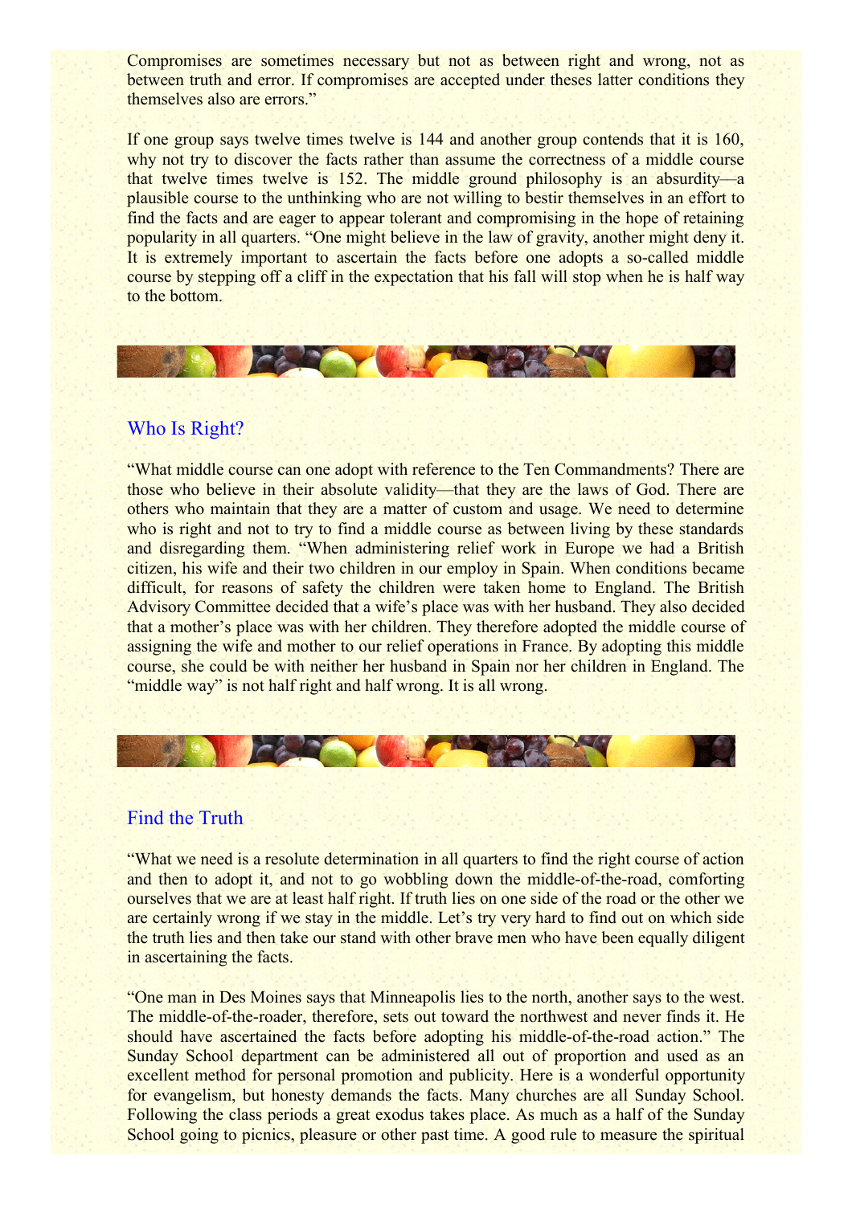Compromises are sometimes necessary but not as between right and wrong, not as between truth and error. If compromises are accepted under theses latter conditions they themselves also are errors."

If one group says twelve times twelve is 144 and another group contends that it is 160, why not try to discover the facts rather than assume the correctness of a middle course that twelve times twelve is 152. The middle ground philosophy is an absurdity—a plausible course to the unthinking who are not willing to bestir themselves in an effort to find the facts and are eager to appear tolerant and compromising in the hope of retaining popularity in all quarters. "One might believe in the law of gravity, another might deny it. It is extremely important to ascertain the facts before one adopts a so-called middle course by stepping off a cliff in the expectation that his fall will stop when he is half way to the bottom.

## Who Is Right?

"What middle course can one adopt with reference to the Ten Commandments? There are those who believe in their absolute validity—that they are the laws of God. There are others who maintain that they are a matter of custom and usage. We need to determine who is right and not to try to find a middle course as between living by these standards and disregarding them. "When administering relief work in Europe we had a British citizen, his wife and their two children in our employ in Spain. When conditions became difficult, for reasons of safety the children were taken home to England. The British Advisory Committee decided that a wife's place was with her husband. They also decided that a mother's place was with her children. They therefore adopted the middle course of assigning the wife and mother to our relief operations in France. By adopting this middle course, she could be with neither her husband in Spain nor her children in England. The "middle way" is not half right and half wrong. It is all wrong.

## Find the Truth

"What we need is a resolute determination in all quarters to find the right course of action and then to adopt it, and not to go wobbling down the middle-of-the-road, comforting ourselves that we are at least half right. If truth lies on one side of the road or the other we are certainly wrong if we stay in the middle. Let's try very hard to find out on which side the truth lies and then take our stand with other brave men who have been equally diligent in ascertaining the facts.

"One man in Des Moines says that Minneapolis lies to the north, another says to the west. The middle-of-the-roader, therefore, sets out toward the northwest and never finds it. He should have ascertained the facts before adopting his middle-of-the-road action." The Sunday School department can be administered all out of proportion and used as an excellent method for personal promotion and publicity. Here is a wonderful opportunity for evangelism, but honesty demands the facts. Many churches are all Sunday School. Following the class periods a great exodus takes place. As much as a half of the Sunday School going to picnics, pleasure or other past time. A good rule to measure the spiritual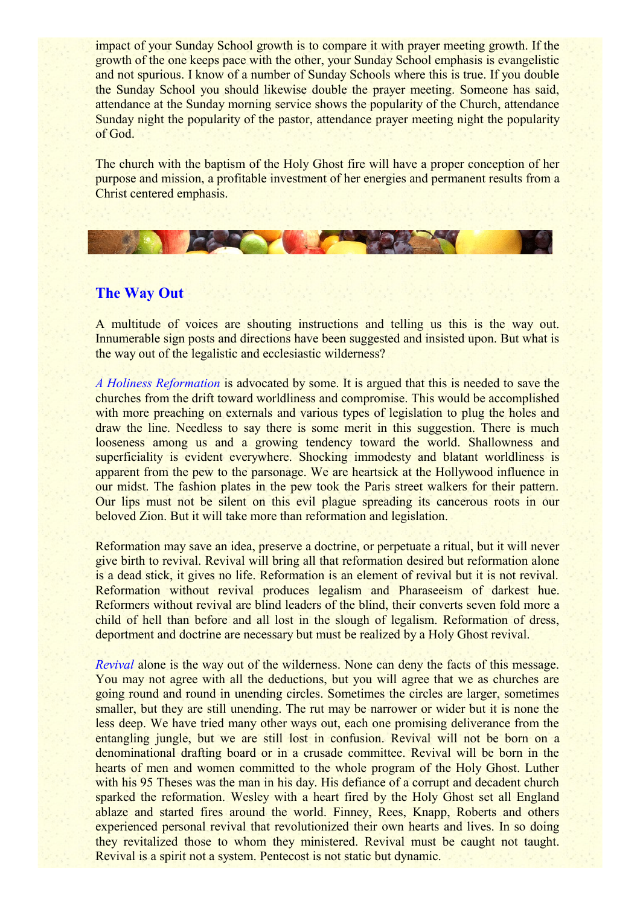impact of your Sunday School growth is to compare it with prayer meeting growth. If the growth of the one keeps pace with the other, your Sunday School emphasis is evangelistic and not spurious. I know of a number of Sunday Schools where this is true. If you double the Sunday School you should likewise double the prayer meeting. Someone has said, attendance at the Sunday morning service shows the popularity of the Church, attendance Sunday night the popularity of the pastor, attendance prayer meeting night the popularity of God.

The church with the baptism of the Holy Ghost fire will have a proper conception of her purpose and mission, a profitable investment of her energies and permanent results from a Christ centered emphasis.

## The Way Out

A multitude of voices are shouting instructions and telling us this is the way out. Innumerable sign posts and directions have been suggested and insisted upon. But what is the way out of the legalistic and ecclesiastic wilderness?

*A Holiness Reformation* is advocated by some. It is argued that this is needed to save the churches from the drift toward worldliness and compromise. This would be accomplished with more preaching on externals and various types of legislation to plug the holes and draw the line. Needless to say there is some merit in this suggestion. There is much looseness among us and a growing tendency toward the world. Shallowness and superficiality is evident everywhere. Shocking immodesty and blatant worldliness is apparent from the pew to the parsonage. We are heartsick at the Hollywood influence in our midst. The fashion plates in the pew took the Paris street walkers for their pattern. Our lips must not be silent on this evil plague spreading its cancerous roots in our beloved Zion. But it will take more than reformation and legislation.

Reformation may save an idea, preserve a doctrine, or perpetuate a ritual, but it will never give birth to revival. Revival will bring all that reformation desired but reformation alone is a dead stick, it gives no life. Reformation is an element of revival but it is not revival. Reformation without revival produces legalism and Pharaseeism of darkest hue. Reformers without revival are blind leaders of the blind, their converts seven fold more a child of hell than before and all lost in the slough of legalism. Reformation of dress, deportment and doctrine are necessary but must be realized by a Holy Ghost revival.

*Revival* alone is the way out of the wilderness. None can deny the facts of this message. You may not agree with all the deductions, but you will agree that we as churches are going round and round in unending circles. Sometimes the circles are larger, sometimes smaller, but they are still unending. The rut may be narrower or wider but it is none the less deep. We have tried many other ways out, each one promising deliverance from the entangling jungle, but we are still lost in confusion. Revival will not be born on a denominational drafting board or in a crusade committee. Revival will be born in the hearts of men and women committed to the whole program of the Holy Ghost. Luther with his 95 Theses was the man in his day. His defiance of a corrupt and decadent church sparked the reformation. Wesley with a heart fired by the Holy Ghost set all England ablaze and started fires around the world. Finney, Rees, Knapp, Roberts and others experienced personal revival that revolutionized their own hearts and lives. In so doing they revitalized those to whom they ministered. Revival must be caught not taught. Revival is a spirit not a system. Pentecost is not static but dynamic.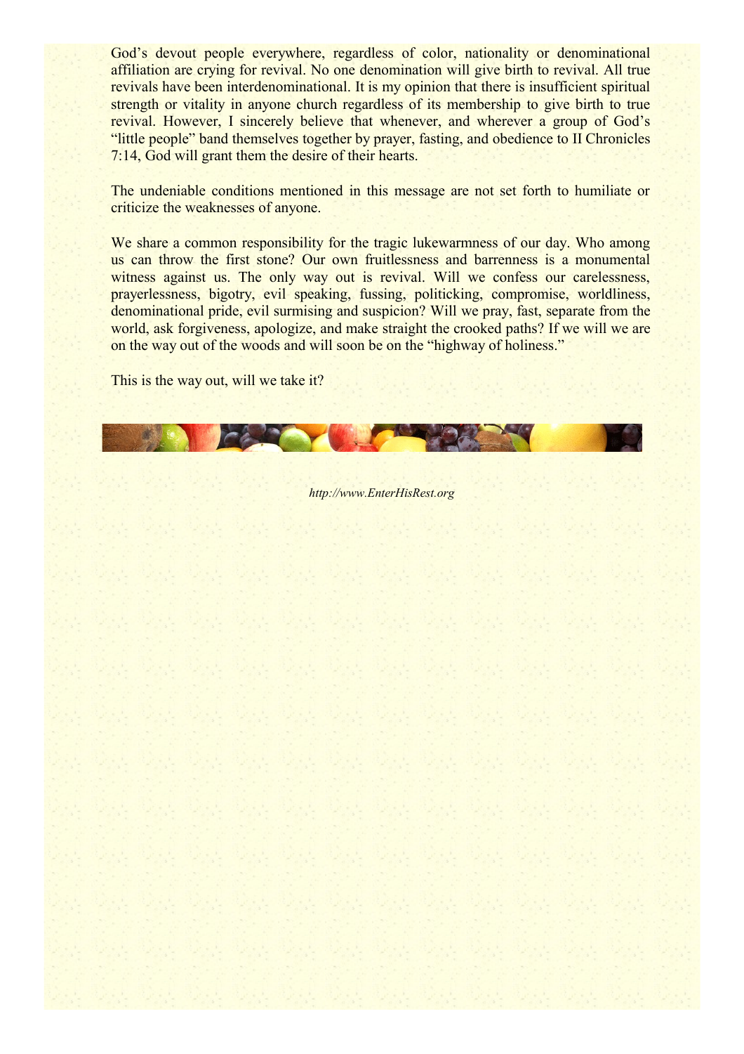God's devout people everywhere, regardless of color, nationality or denominational affiliation are crying for revival. No one denomination will give birth to revival. All true revivals have been interdenominational. It is my opinion that there is insufficient spiritual strength or vitality in anyone church regardless of its membership to give birth to true revival. However, I sincerely believe that whenever, and wherever a group of God's "little people" band themselves together by prayer, fasting, and obedience to II Chronicles 7:14, God will grant them the desire of their hearts.

The undeniable conditions mentioned in this message are not set forth to humiliate or criticize the weaknesses of anyone.

We share a common responsibility for the tragic lukewarmness of our day. Who among us can throw the first stone? Our own fruitlessness and barrenness is a monumental witness against us. The only way out is revival. Will we confess our carelessness, prayerlessness, bigotry, evil speaking, fussing, politicking, compromise, worldliness, denominational pride, evil surmising and suspicion? Will we pray, fast, separate from the world, ask forgiveness, apologize, and make straight the crooked paths? If we will we are on the way out of the woods and will soon be on the "highway of holiness."

This is the way out, will we take it?

*http://www.EnterHisRest.org*